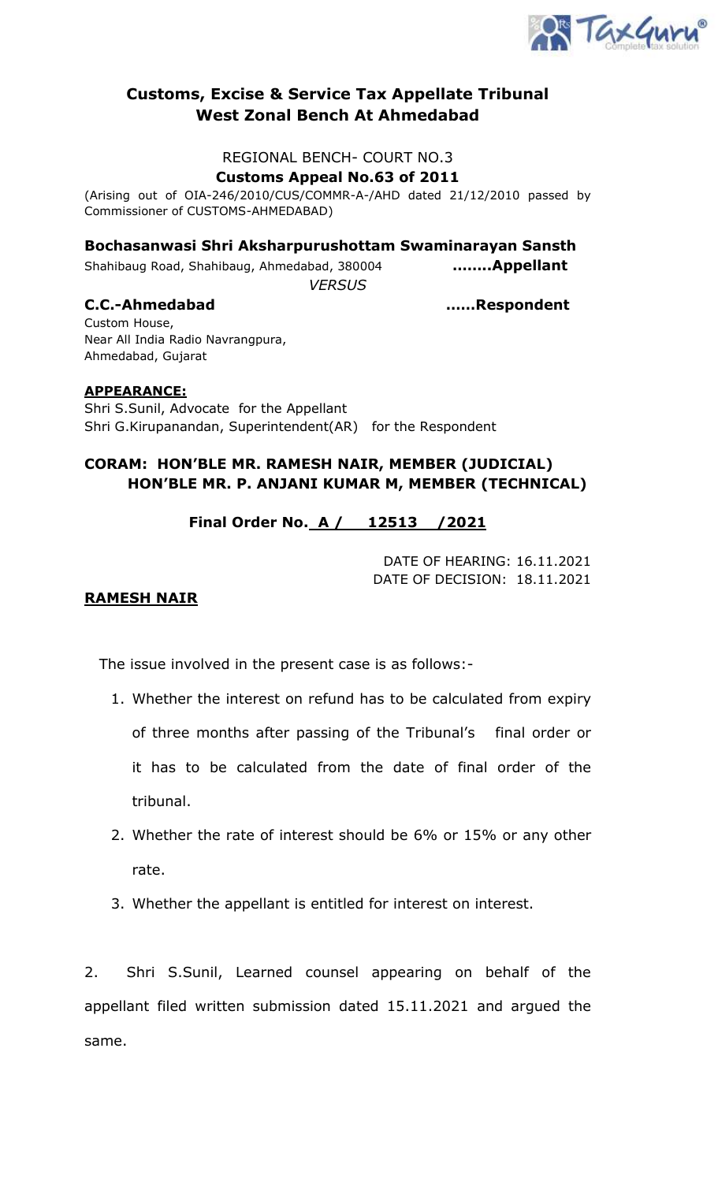## Customs, Excise & Service Tax Appellate Tribunal
## West Zonal Bench At Ahmedabad

REGIONAL BENCH- COURT NO.3

**Customs Appeal No.63 of 2011**

(Arising out of OIA-246/2010/CUS/COMMR-A-/AHD dated 21/12/2010 passed by Commissioner of CUSTOMS-AHMEDABAD)

**Bochasanwasi Shri Aksharpurushottam Swaminarayan Sansth**

Shahibaug Road, Shahibaug, Ahmedabad, 380004 **........Appellant**

*VERSUS*

**C.C.-Ahmedabad** **......Respondent**

Custom House,
Near All India Radio Navrangpura,
Ahmedabad, Gujarat

**APPEARANCE:**

Shri S.Sunil, Advocate for the Appellant
Shri G.Kirupanandan, Superintendent(AR) for the Respondent

**CORAM: HON'BLE MR. RAMESH NAIR, MEMBER (JUDICIAL)**
**HON'BLE MR. P. ANJANI KUMAR M, MEMBER (TECHNICAL)**

**Final Order No. A / 12513 /2021**

DATE OF HEARING: 16.11.2021
DATE OF DECISION: 18.11.2021

**RAMESH NAIR**

The issue involved in the present case is as follows:-

1. Whether the interest on refund has to be calculated from expiry of three months after passing of the Tribunal's final order or it has to be calculated from the date of final order of the tribunal.
2. Whether the rate of interest should be 6% or 15% or any other rate.
3. Whether the appellant is entitled for interest on interest.

2. Shri S.Sunil, Learned counsel appearing on behalf of the appellant filed written submission dated 15.11.2021 and argued the same.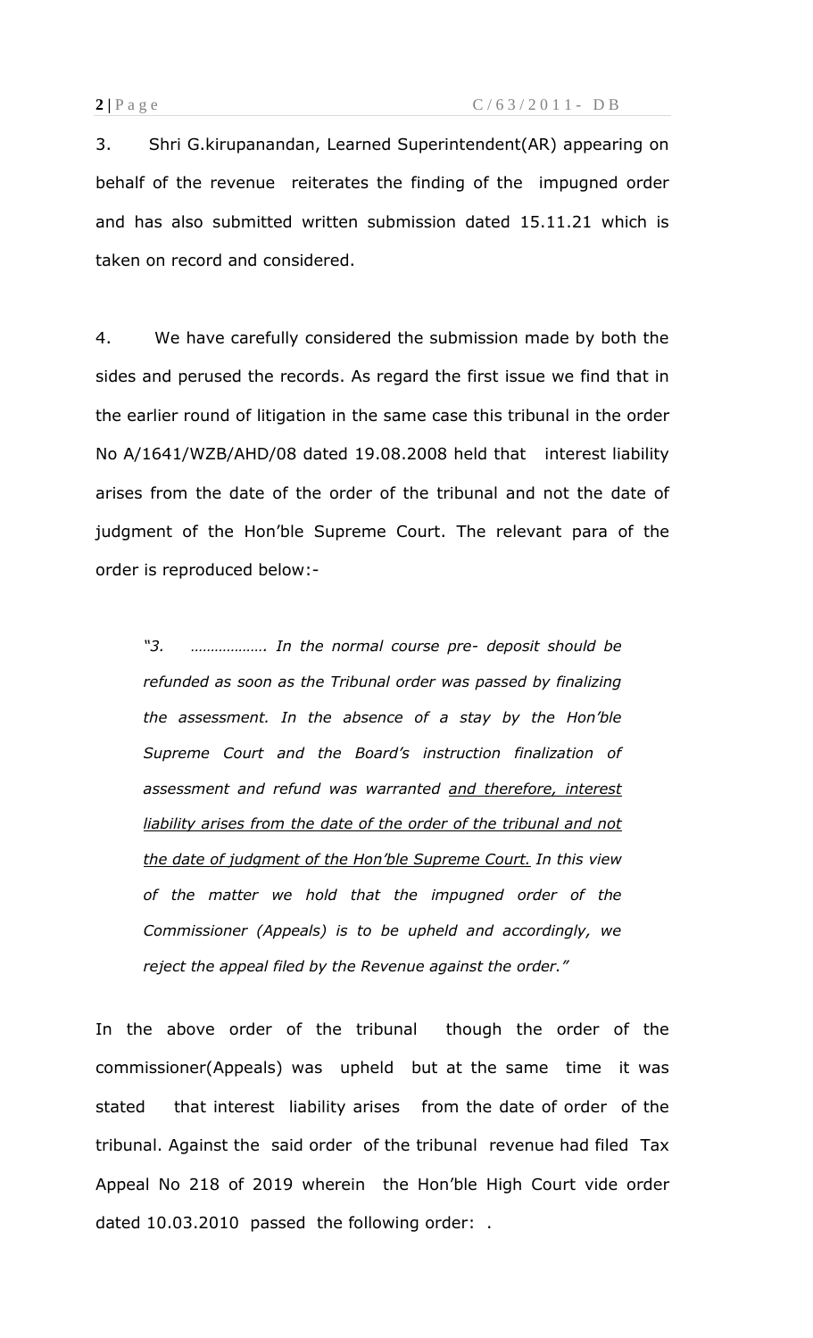3. Shri G.kirupanandan, Learned Superintendent(AR) appearing on behalf of the revenue reiterates the finding of the impugned order and has also submitted written submission dated 15.11.21 which is taken on record and considered.

4. We have carefully considered the submission made by both the sides and perused the records. As regard the first issue we find that in the earlier round of litigation in the same case this tribunal in the order No A/1641/WZB/AHD/08 dated 19.08.2008 held that interest liability arises from the date of the order of the tribunal and not the date of judgment of the Hon'ble Supreme Court. The relevant para of the order is reproduced below:-

> *"3. ………………. In the normal course pre- deposit should be refunded as soon as the Tribunal order was passed by finalizing the assessment. In the absence of a stay by the Hon'ble Supreme Court and the Board's instruction finalization of assessment and refund was warranted and therefore, interest liability arises from the date of the order of the tribunal and not the date of judgment of the Hon'ble Supreme Court. In this view of the matter we hold that the impugned order of the Commissioner (Appeals) is to be upheld and accordingly, we reject the appeal filed by the Revenue against the order."*

In the above order of the tribunal though the order of the commissioner(Appeals) was upheld but at the same time it was stated that interest liability arises from the date of order of the tribunal. Against the said order of the tribunal revenue had filed Tax Appeal No 218 of 2019 wherein the Hon'ble High Court vide order dated 10.03.2010 passed the following order: .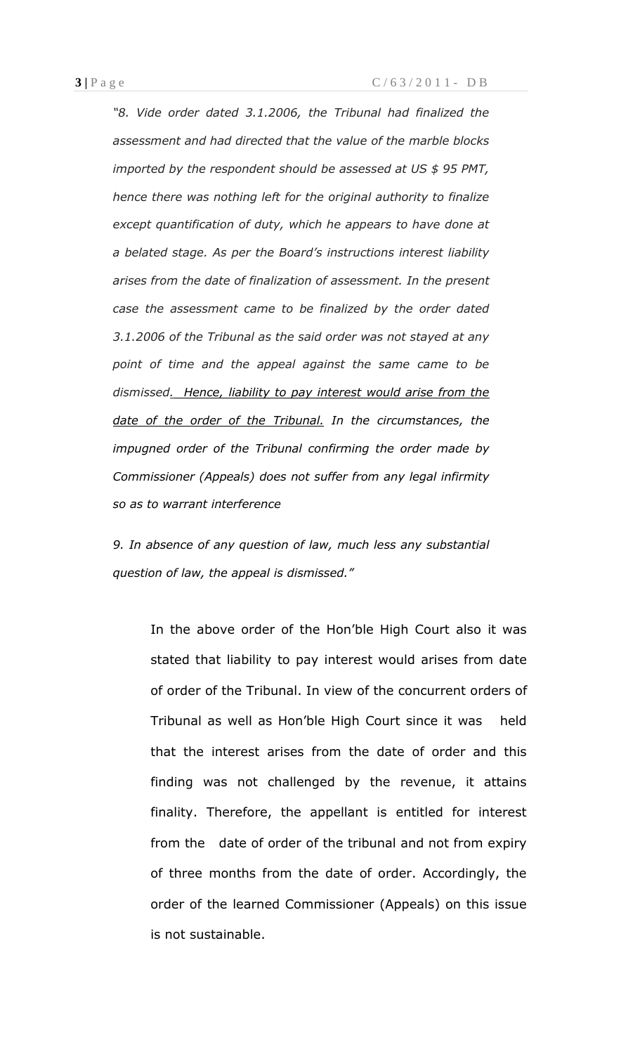*"8. Vide order dated 3.1.2006, the Tribunal had finalized the assessment and had directed that the value of the marble blocks imported by the respondent should be assessed at US $ 95 PMT, hence there was nothing left for the original authority to finalize except quantification of duty, which he appears to have done at a belated stage. As per the Board's instructions interest liability arises from the date of finalization of assessment. In the present case the assessment came to be finalized by the order dated 3.1.2006 of the Tribunal as the said order was not stayed at any point of time and the appeal against the same came to be dismissed. <u>Hence, liability to pay interest would arise from the date of the order of the Tribunal.</u> In the circumstances, the impugned order of the Tribunal confirming the order made by Commissioner (Appeals) does not suffer from any legal infirmity so as to warrant interference*

*9. In absence of any question of law, much less any substantial question of law, the appeal is dismissed."*

In the above order of the Hon'ble High Court also it was stated that liability to pay interest would arises from date of order of the Tribunal. In view of the concurrent orders of Tribunal as well as Hon'ble High Court since it was held that the interest arises from the date of order and this finding was not challenged by the revenue, it attains finality. Therefore, the appellant is entitled for interest from the date of order of the tribunal and not from expiry of three months from the date of order. Accordingly, the order of the learned Commissioner (Appeals) on this issue is not sustainable.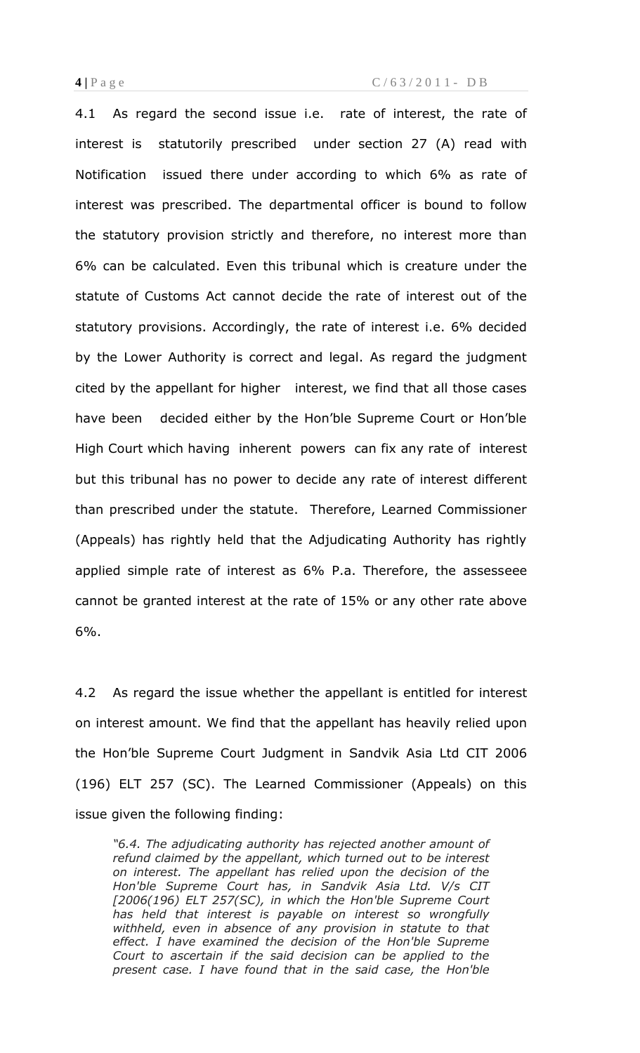4.1 As regard the second issue i.e. rate of interest, the rate of interest is statutorily prescribed under section 27 (A) read with Notification issued there under according to which 6% as rate of interest was prescribed. The departmental officer is bound to follow the statutory provision strictly and therefore, no interest more than 6% can be calculated. Even this tribunal which is creature under the statute of Customs Act cannot decide the rate of interest out of the statutory provisions. Accordingly, the rate of interest i.e. 6% decided by the Lower Authority is correct and legal. As regard the judgment cited by the appellant for higher interest, we find that all those cases have been decided either by the Hon'ble Supreme Court or Hon'ble High Court which having inherent powers can fix any rate of interest but this tribunal has no power to decide any rate of interest different than prescribed under the statute. Therefore, Learned Commissioner (Appeals) has rightly held that the Adjudicating Authority has rightly applied simple rate of interest as 6% P.a. Therefore, the assesseee cannot be granted interest at the rate of 15% or any other rate above 6%.

4.2 As regard the issue whether the appellant is entitled for interest on interest amount. We find that the appellant has heavily relied upon the Hon'ble Supreme Court Judgment in Sandvik Asia Ltd CIT 2006 (196) ELT 257 (SC). The Learned Commissioner (Appeals) on this issue given the following finding:

> *"6.4. The adjudicating authority has rejected another amount of refund claimed by the appellant, which turned out to be interest on interest. The appellant has relied upon the decision of the Hon'ble Supreme Court has, in Sandvik Asia Ltd. V/s CIT [2006(196) ELT 257(SC), in which the Hon'ble Supreme Court has held that interest is payable on interest so wrongfully withheld, even in absence of any provision in statute to that effect. I have examined the decision of the Hon'ble Supreme Court to ascertain if the said decision can be applied to the present case. I have found that in the said case, the Hon'ble*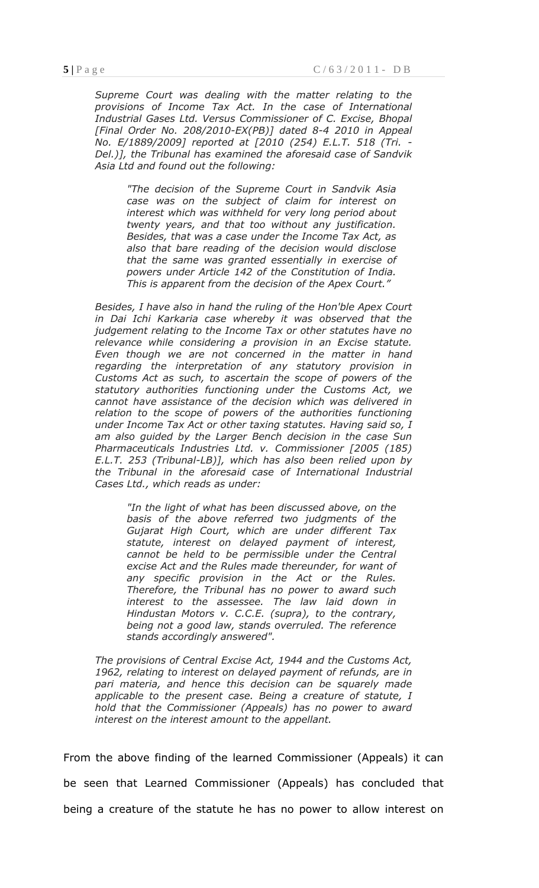*Supreme Court was dealing with the matter relating to the provisions of Income Tax Act. In the case of International Industrial Gases Ltd. Versus Commissioner of C. Excise, Bhopal [Final Order No. 208/2010-EX(PB)] dated 8-4 2010 in Appeal No. E/1889/2009] reported at [2010 (254) E.L.T. 518 (Tri. - Del.)], the Tribunal has examined the aforesaid case of Sandvik Asia Ltd and found out the following:*

> *"The decision of the Supreme Court in Sandvik Asia case was on the subject of claim for interest on interest which was withheld for very long period about twenty years, and that too without any justification. Besides, that was a case under the Income Tax Act, as also that bare reading of the decision would disclose that the same was granted essentially in exercise of powers under Article 142 of the Constitution of India. This is apparent from the decision of the Apex Court."*

*Besides, I have also in hand the ruling of the Hon'ble Apex Court in Dai Ichi Karkaria case whereby it was observed that the judgement relating to the Income Tax or other statutes have no relevance while considering a provision in an Excise statute. Even though we are not concerned in the matter in hand regarding the interpretation of any statutory provision in Customs Act as such, to ascertain the scope of powers of the statutory authorities functioning under the Customs Act, we cannot have assistance of the decision which was delivered in relation to the scope of powers of the authorities functioning under Income Tax Act or other taxing statutes. Having said so, I am also guided by the Larger Bench decision in the case Sun Pharmaceuticals Industries Ltd. v. Commissioner [2005 (185) E.L.T. 253 (Tribunal-LB)], which has also been relied upon by the Tribunal in the aforesaid case of International Industrial Cases Ltd., which reads as under:*

> *"In the light of what has been discussed above, on the basis of the above referred two judgments of the Gujarat High Court, which are under different Tax statute, interest on delayed payment of interest, cannot be held to be permissible under the Central excise Act and the Rules made thereunder, for want of any specific provision in the Act or the Rules. Therefore, the Tribunal has no power to award such interest to the assessee. The law laid down in Hindustan Motors v. C.C.E. (supra), to the contrary, being not a good law, stands overruled. The reference stands accordingly answered".*

*The provisions of Central Excise Act, 1944 and the Customs Act, 1962, relating to interest on delayed payment of refunds, are in pari materia, and hence this decision can be squarely made applicable to the present case. Being a creature of statute, I hold that the Commissioner (Appeals) has no power to award interest on the interest amount to the appellant.*

From the above finding of the learned Commissioner (Appeals) it can be seen that Learned Commissioner (Appeals) has concluded that being a creature of the statute he has no power to allow interest on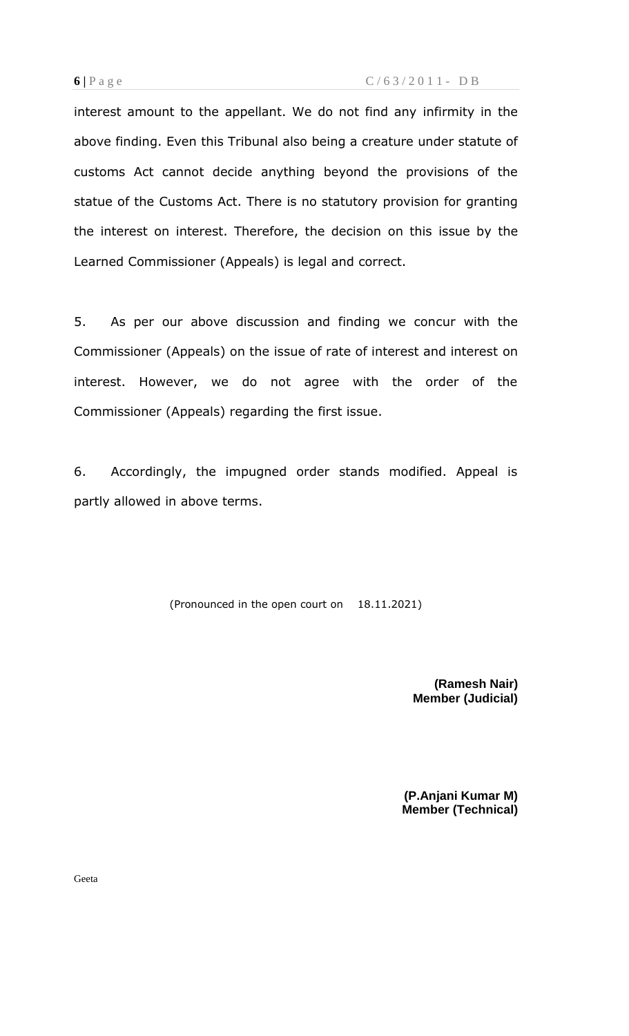interest amount to the appellant. We do not find any infirmity in the above finding. Even this Tribunal also being a creature under statute of customs Act cannot decide anything beyond the provisions of the statue of the Customs Act. There is no statutory provision for granting the interest on interest. Therefore, the decision on this issue by the Learned Commissioner (Appeals) is legal and correct.

5. As per our above discussion and finding we concur with the Commissioner (Appeals) on the issue of rate of interest and interest on interest. However, we do not agree with the order of the Commissioner (Appeals) regarding the first issue.

6. Accordingly, the impugned order stands modified. Appeal is partly allowed in above terms.

(Pronounced in the open court on 18.11.2021)

**(Ramesh Nair)**
**Member (Judicial)**

**(P.Anjani Kumar M)**
**Member (Technical)**

Geeta